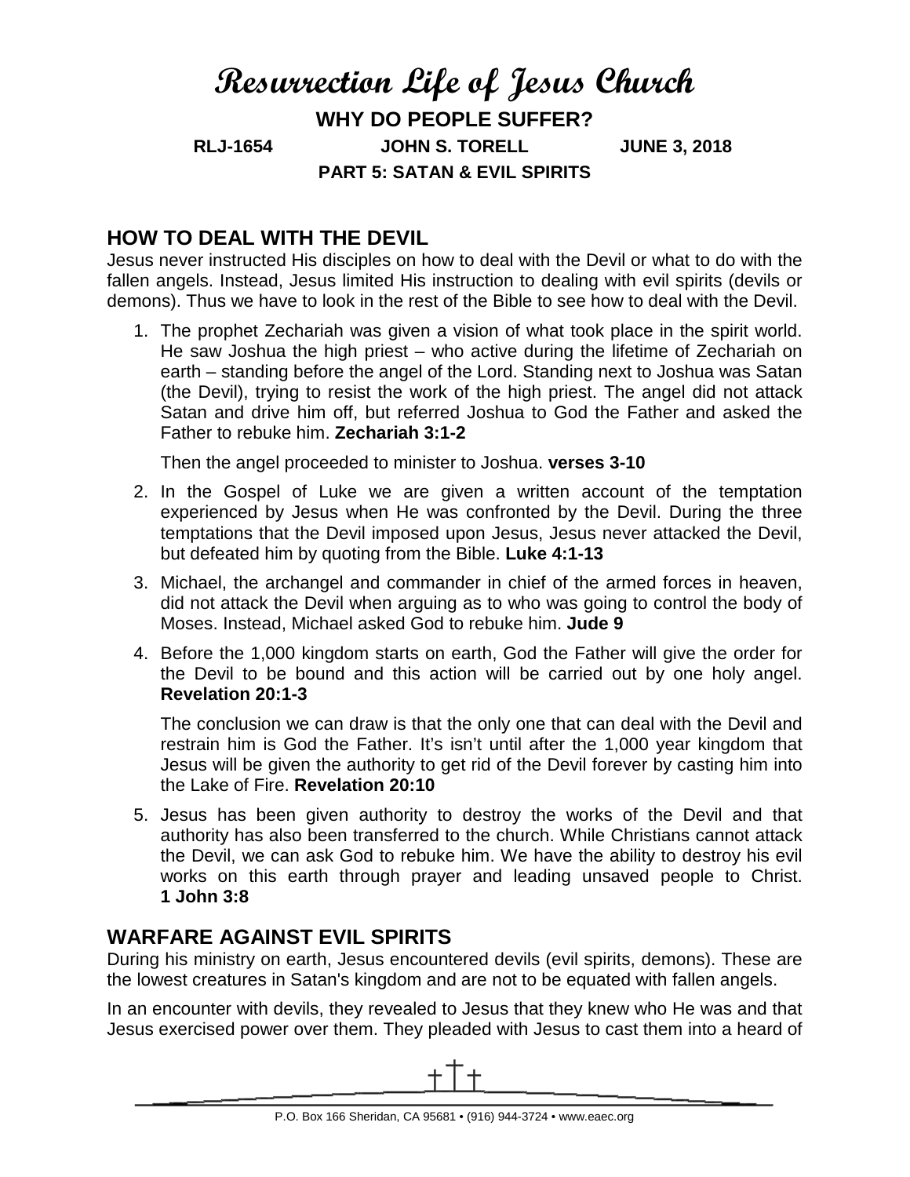# Resurrection Life of Jesus Church

## WHY DO PEOPLE SUFFER?

**RLJ-1654 JOHN S. TORELL JUNE 3, 2018**

**PART 5: SATAN & EVIL SPIRITS**

## HOW TO DEAL WITH THE DEVIL

Jesus never instructed His disciples on how to deal with the Devil or what to do with the fallen angels. Instead, Jesus limited His instruction to dealing with evil spirits (devils or demons). Thus we have to look in the rest of the Bible to see how to deal with the Devil.

1. The prophet Zechariah was given a vision of what took place in the spirit world. He saw Joshua the high priest – who active during the lifetime of Zechariah on earth – standing before the angel of the Lord. Standing next to Joshua was Satan (the Devil), trying to resist the work of the high priest. The angel did not attack Satan and drive him off, but referred Joshua to God the Father and asked the Father to rebuke him. **Zechariah 3:1-2**

   Then the angel proceeded to minister to Joshua. **verses 3-10**

2. In the Gospel of Luke we are given a written account of the temptation experienced by Jesus when He was confronted by the Devil. During the three temptations that the Devil imposed upon Jesus, Jesus never attacked the Devil, but defeated him by quoting from the Bible. **Luke 4:1-13**

3. Michael, the archangel and commander in chief of the armed forces in heaven, did not attack the Devil when arguing as to who was going to control the body of Moses. Instead, Michael asked God to rebuke him. **Jude 9**

4. Before the 1,000 kingdom starts on earth, God the Father will give the order for the Devil to be bound and this action will be carried out by one holy angel. **Revelation 20:1-3**

   The conclusion we can draw is that the only one that can deal with the Devil and restrain him is God the Father. It's isn't until after the 1,000 year kingdom that Jesus will be given the authority to get rid of the Devil forever by casting him into the Lake of Fire. **Revelation 20:10**

5. Jesus has been given authority to destroy the works of the Devil and that authority has also been transferred to the church. While Christians cannot attack the Devil, we can ask God to rebuke him. We have the ability to destroy his evil works on this earth through prayer and leading unsaved people to Christ. **1 John 3:8**

## WARFARE AGAINST EVIL SPIRITS

During his ministry on earth, Jesus encountered devils (evil spirits, demons). These are the lowest creatures in Satan's kingdom and are not to be equated with fallen angels.

In an encounter with devils, they revealed to Jesus that they knew who He was and that Jesus exercised power over them. They pleaded with Jesus to cast them into a heard of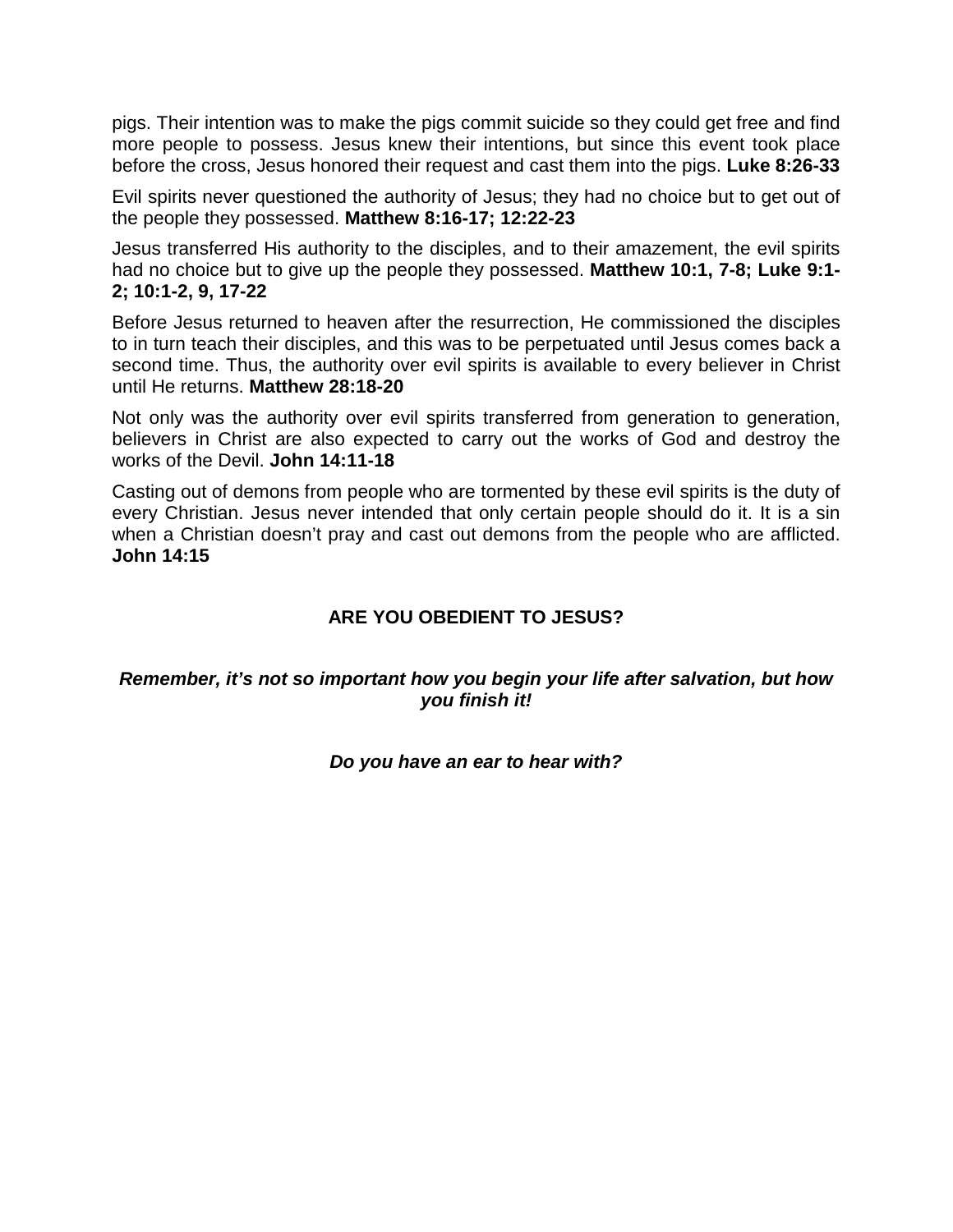pigs. Their intention was to make the pigs commit suicide so they could get free and find more people to possess. Jesus knew their intentions, but since this event took place before the cross, Jesus honored their request and cast them into the pigs. **Luke 8:26-33**

Evil spirits never questioned the authority of Jesus; they had no choice but to get out of the people they possessed. **Matthew 8:16-17; 12:22-23**

Jesus transferred His authority to the disciples, and to their amazement, the evil spirits had no choice but to give up the people they possessed. **Matthew 10:1, 7-8; Luke 9:1-2; 10:1-2, 9, 17-22**

Before Jesus returned to heaven after the resurrection, He commissioned the disciples to in turn teach their disciples, and this was to be perpetuated until Jesus comes back a second time. Thus, the authority over evil spirits is available to every believer in Christ until He returns. **Matthew 28:18-20**

Not only was the authority over evil spirits transferred from generation to generation, believers in Christ are also expected to carry out the works of God and destroy the works of the Devil. **John 14:11-18**

Casting out of demons from people who are tormented by these evil spirits is the duty of every Christian. Jesus never intended that only certain people should do it. It is a sin when a Christian doesn't pray and cast out demons from the people who are afflicted. **John 14:15**

**ARE YOU OBEDIENT TO JESUS?**

***Remember, it's not so important how you begin your life after salvation, but how you finish it!***

***Do you have an ear to hear with?***